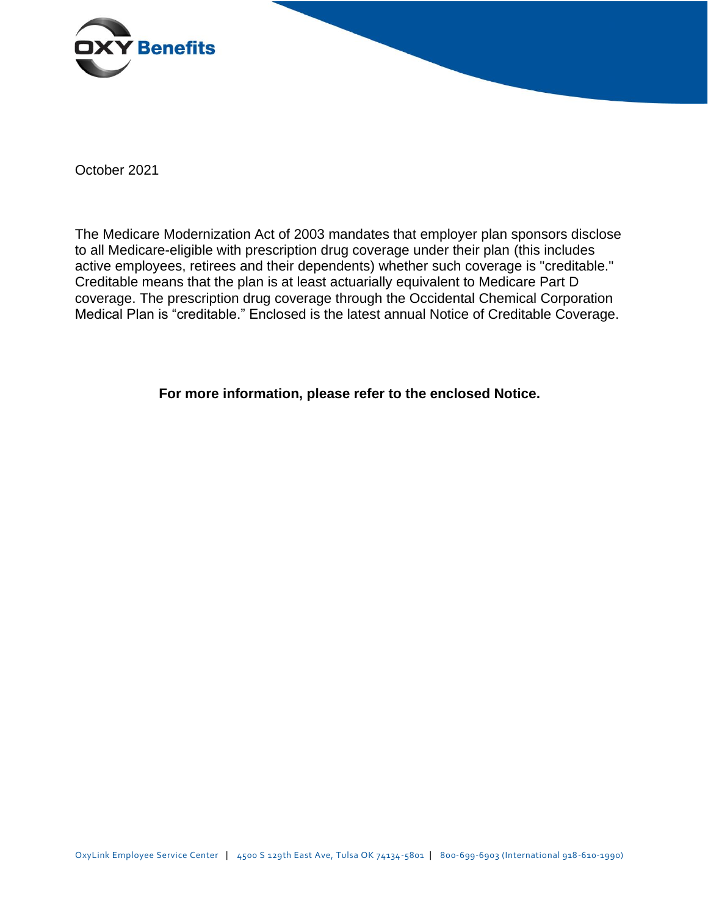October 2021

The Medicare Modernization Act of 2003 mandates that employer plan sponsors disclose to all Medicare-eligible with prescription drug coverage under their plan (this includes active employees, retirees and their dependents) whether such coverage is "creditable." Creditable means that the plan is at least actuarially equivalent to Medicare Part D coverage. The prescription drug coverage through the Occidental Chemical Corporation Medical Plan is "creditable." Enclosed is the latest annual Notice of Creditable Coverage.

**For more information, please refer to the enclosed Notice.**

OxyLink Employee Service Center | 4500 S 129th East Ave, Tulsa OK 74134-5801 | 800-699-6903 (International 918-610-1990)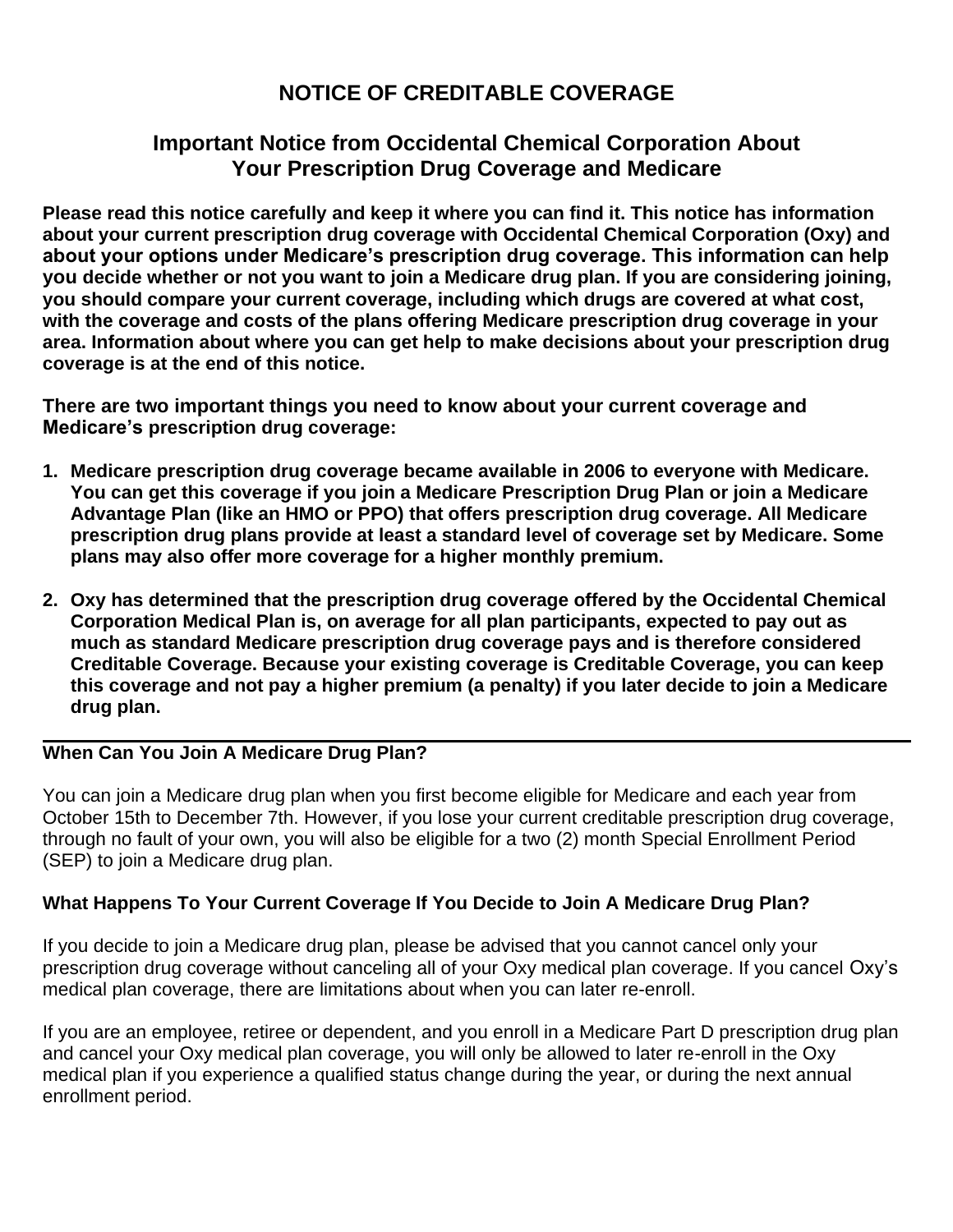# NOTICE OF CREDITABLE COVERAGE

## Important Notice from Occidental Chemical Corporation About Your Prescription Drug Coverage and Medicare

**Please read this notice carefully and keep it where you can find it. This notice has information about your current prescription drug coverage with Occidental Chemical Corporation (Oxy) and about your options under Medicare's prescription drug coverage. This information can help you decide whether or not you want to join a Medicare drug plan. If you are considering joining, you should compare your current coverage, including which drugs are covered at what cost, with the coverage and costs of the plans offering Medicare prescription drug coverage in your area. Information about where you can get help to make decisions about your prescription drug coverage is at the end of this notice.**

**There are two important things you need to know about your current coverage and Medicare's prescription drug coverage:**

1. **Medicare prescription drug coverage became available in 2006 to everyone with Medicare. You can get this coverage if you join a Medicare Prescription Drug Plan or join a Medicare Advantage Plan (like an HMO or PPO) that offers prescription drug coverage. All Medicare prescription drug plans provide at least a standard level of coverage set by Medicare. Some plans may also offer more coverage for a higher monthly premium.**
2. **Oxy has determined that the prescription drug coverage offered by the Occidental Chemical Corporation Medical Plan is, on average for all plan participants, expected to pay out as much as standard Medicare prescription drug coverage pays and is therefore considered Creditable Coverage. Because your existing coverage is Creditable Coverage, you can keep this coverage and not pay a higher premium (a penalty) if you later decide to join a Medicare drug plan.**

---

### When Can You Join A Medicare Drug Plan?

You can join a Medicare drug plan when you first become eligible for Medicare and each year from October 15th to December 7th. However, if you lose your current creditable prescription drug coverage, through no fault of your own, you will also be eligible for a two (2) month Special Enrollment Period (SEP) to join a Medicare drug plan.

### What Happens To Your Current Coverage If You Decide to Join A Medicare Drug Plan?

If you decide to join a Medicare drug plan, please be advised that you cannot cancel only your prescription drug coverage without canceling all of your Oxy medical plan coverage. If you cancel Oxy's medical plan coverage, there are limitations about when you can later re-enroll.

If you are an employee, retiree or dependent, and you enroll in a Medicare Part D prescription drug plan and cancel your Oxy medical plan coverage, you will only be allowed to later re-enroll in the Oxy medical plan if you experience a qualified status change during the year, or during the next annual enrollment period.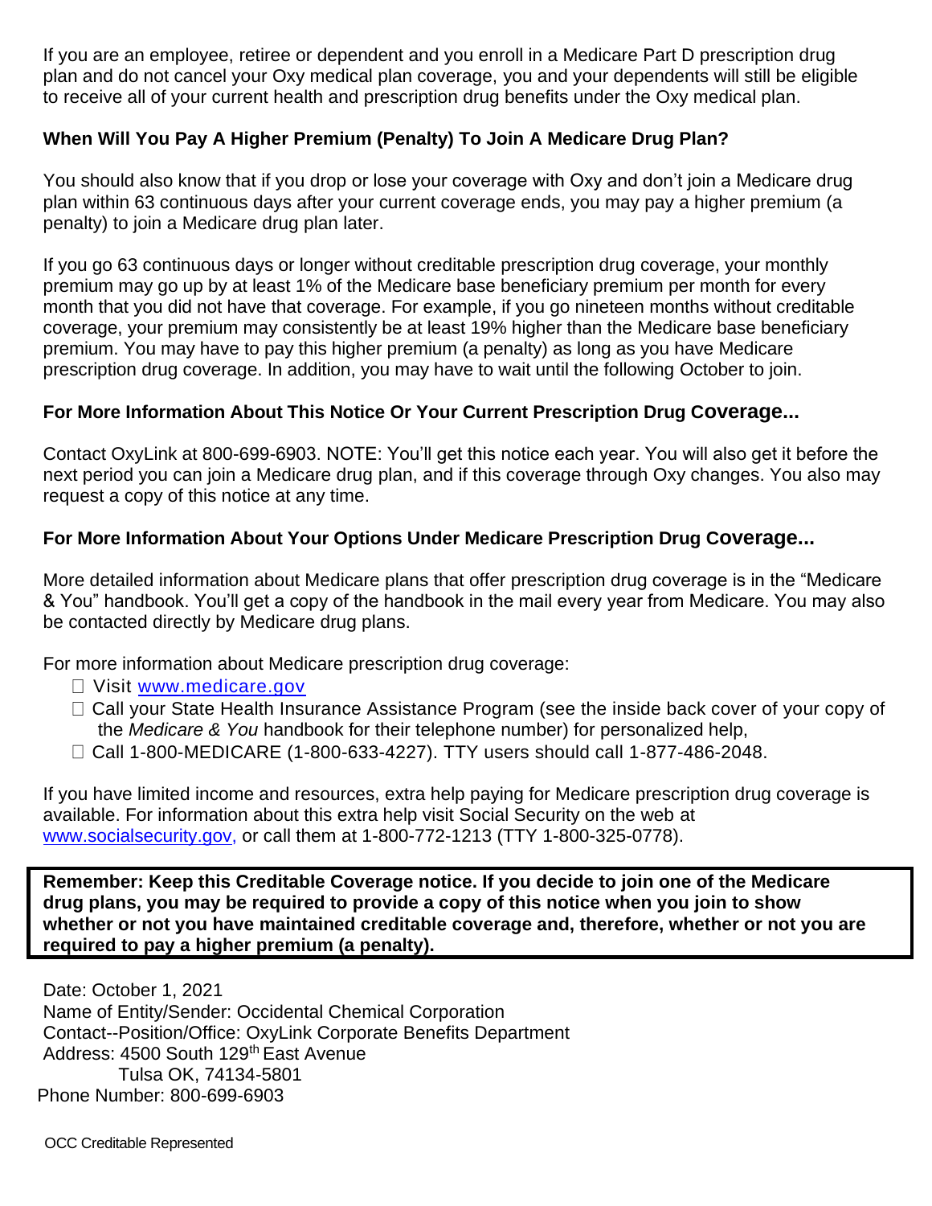If you are an employee, retiree or dependent and you enroll in a Medicare Part D prescription drug plan and do not cancel your Oxy medical plan coverage, you and your dependents will still be eligible to receive all of your current health and prescription drug benefits under the Oxy medical plan.

**When Will You Pay A Higher Premium (Penalty) To Join A Medicare Drug Plan?**

You should also know that if you drop or lose your coverage with Oxy and don't join a Medicare drug plan within 63 continuous days after your current coverage ends, you may pay a higher premium (a penalty) to join a Medicare drug plan later.

If you go 63 continuous days or longer without creditable prescription drug coverage, your monthly premium may go up by at least 1% of the Medicare base beneficiary premium per month for every month that you did not have that coverage. For example, if you go nineteen months without creditable coverage, your premium may consistently be at least 19% higher than the Medicare base beneficiary premium. You may have to pay this higher premium (a penalty) as long as you have Medicare prescription drug coverage. In addition, you may have to wait until the following October to join.

**For More Information About This Notice Or Your Current Prescription Drug Coverage...**

Contact OxyLink at 800-699-6903. NOTE: You'll get this notice each year. You will also get it before the next period you can join a Medicare drug plan, and if this coverage through Oxy changes. You also may request a copy of this notice at any time.

**For More Information About Your Options Under Medicare Prescription Drug Coverage...**

More detailed information about Medicare plans that offer prescription drug coverage is in the "Medicare & You" handbook. You'll get a copy of the handbook in the mail every year from Medicare. You may also be contacted directly by Medicare drug plans.

For more information about Medicare prescription drug coverage:

- Visit www.medicare.gov
- Call your State Health Insurance Assistance Program (see the inside back cover of your copy of the *Medicare & You* handbook for their telephone number) for personalized help,
- Call 1-800-MEDICARE (1-800-633-4227). TTY users should call 1-877-486-2048.

If you have limited income and resources, extra help paying for Medicare prescription drug coverage is available. For information about this extra help visit Social Security on the web at www.socialsecurity.gov, or call them at 1-800-772-1213 (TTY 1-800-325-0778).

**Remember: Keep this Creditable Coverage notice. If you decide to join one of the Medicare drug plans, you may be required to provide a copy of this notice when you join to show whether or not you have maintained creditable coverage and, therefore, whether or not you are required to pay a higher premium (a penalty).**

Date: October 1, 2021
Name of Entity/Sender: Occidental Chemical Corporation
Contact--Position/Office: OxyLink Corporate Benefits Department
Address: 4500 South 129th East Avenue
Tulsa OK, 74134-5801
Phone Number: 800-699-6903

OCC Creditable Represented